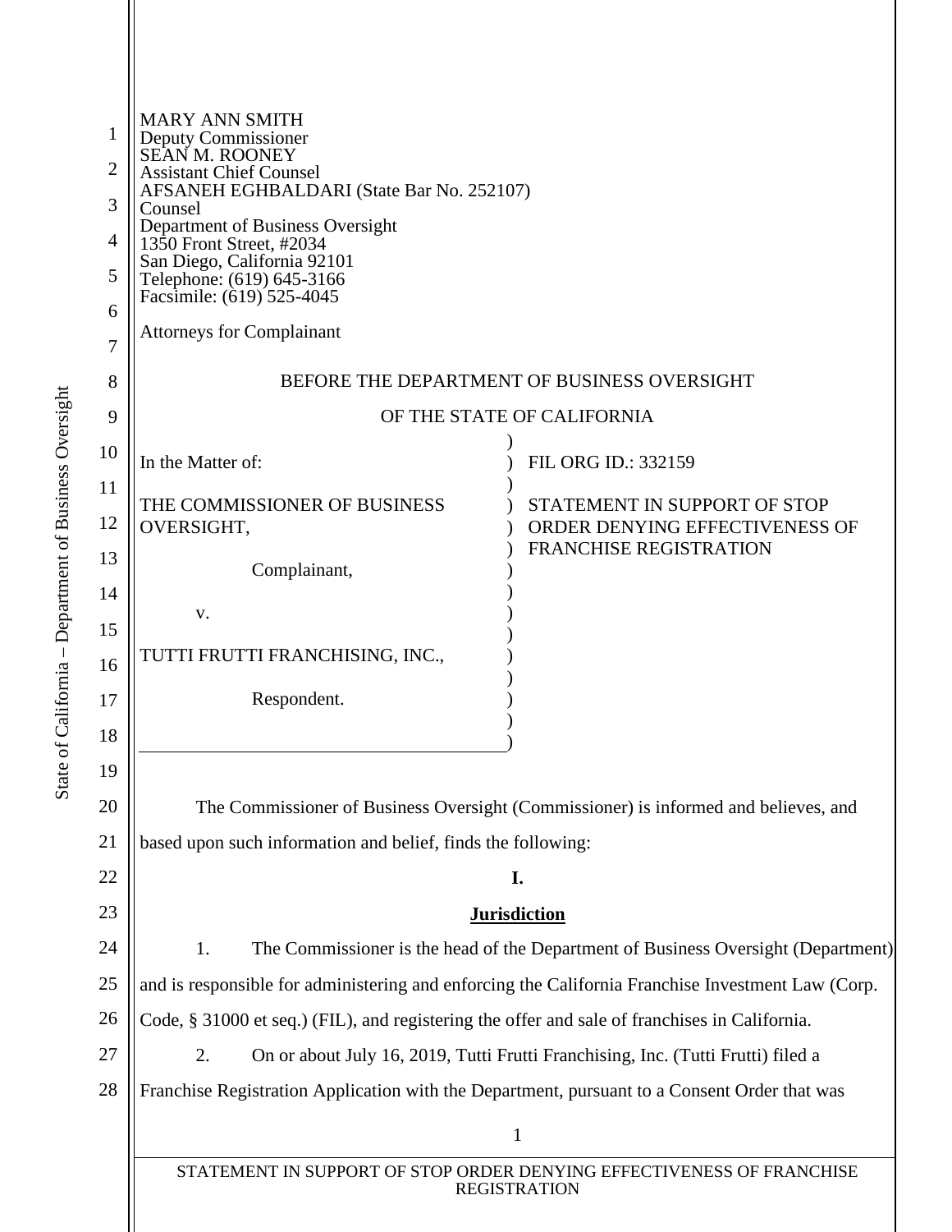MARY ANN SMITH
Deputy Commissioner
SEAN M. ROONEY
Assistant Chief Counsel
AFSANEH EGHBALDARI (State Bar No. 252107)
Counsel
Department of Business Oversight
1350 Front Street, #2034
San Diego, California 92101
Telephone: (619) 645-3166
Facsimile: (619) 525-4045

Attorneys for Complainant

BEFORE THE DEPARTMENT OF BUSINESS OVERSIGHT

OF THE STATE OF CALIFORNIA

| | |
|---|---|
| In the Matter of: | FIL ORG ID.: 332159 |
| THE COMMISSIONER OF BUSINESS OVERSIGHT, | STATEMENT IN SUPPORT OF STOP ORDER DENYING EFFECTIVENESS OF FRANCHISE REGISTRATION |
| Complainant, | |
| v. | |
| TUTTI FRUTTI FRANCHISING, INC., | |
| Respondent. | |

The Commissioner of Business Oversight (Commissioner) is informed and believes, and based upon such information and belief, finds the following:

## I.

## Jurisdiction

1. The Commissioner is the head of the Department of Business Oversight (Department) and is responsible for administering and enforcing the California Franchise Investment Law (Corp. Code, § 31000 et seq.) (FIL), and registering the offer and sale of franchises in California.

2. On or about July 16, 2019, Tutti Frutti Franchising, Inc. (Tutti Frutti) filed a Franchise Registration Application with the Department, pursuant to a Consent Order that was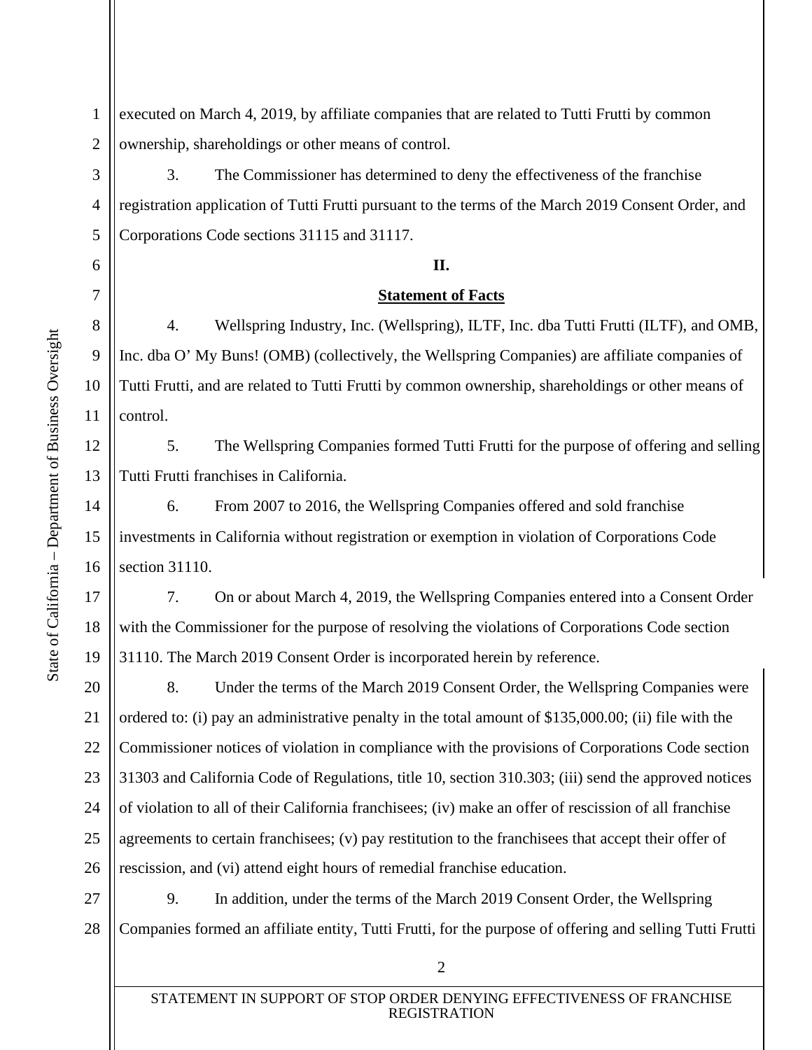executed on March 4, 2019, by affiliate companies that are related to Tutti Frutti by common ownership, shareholdings or other means of control.

3. The Commissioner has determined to deny the effectiveness of the franchise registration application of Tutti Frutti pursuant to the terms of the March 2019 Consent Order, and Corporations Code sections 31115 and 31117.

**II.**

**Statement of Facts**

4. Wellspring Industry, Inc. (Wellspring), ILTF, Inc. dba Tutti Frutti (ILTF), and OMB, Inc. dba O' My Buns! (OMB) (collectively, the Wellspring Companies) are affiliate companies of Tutti Frutti, and are related to Tutti Frutti by common ownership, shareholdings or other means of control.

5. The Wellspring Companies formed Tutti Frutti for the purpose of offering and selling Tutti Frutti franchises in California.

6. From 2007 to 2016, the Wellspring Companies offered and sold franchise investments in California without registration or exemption in violation of Corporations Code section 31110.

7. On or about March 4, 2019, the Wellspring Companies entered into a Consent Order with the Commissioner for the purpose of resolving the violations of Corporations Code section 31110. The March 2019 Consent Order is incorporated herein by reference.

8. Under the terms of the March 2019 Consent Order, the Wellspring Companies were ordered to: (i) pay an administrative penalty in the total amount of $135,000.00; (ii) file with the Commissioner notices of violation in compliance with the provisions of Corporations Code section 31303 and California Code of Regulations, title 10, section 310.303; (iii) send the approved notices of violation to all of their California franchisees; (iv) make an offer of rescission of all franchise agreements to certain franchisees; (v) pay restitution to the franchisees that accept their offer of rescission, and (vi) attend eight hours of remedial franchise education.

9. In addition, under the terms of the March 2019 Consent Order, the Wellspring Companies formed an affiliate entity, Tutti Frutti, for the purpose of offering and selling Tutti Frutti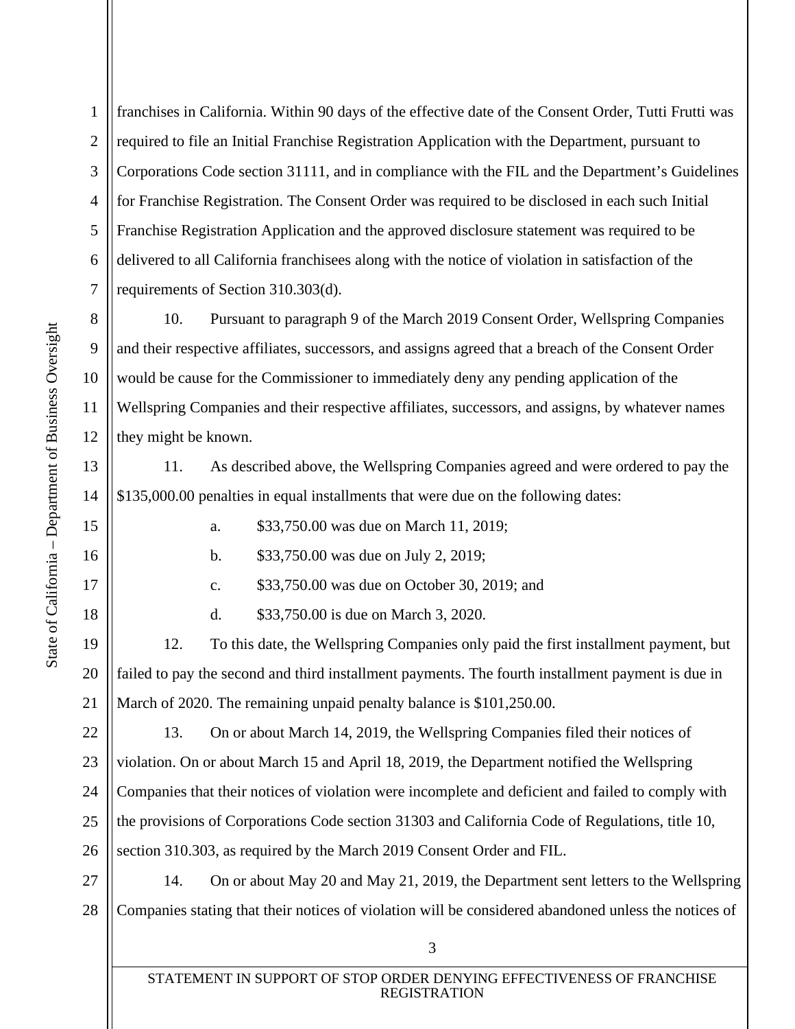franchises in California. Within 90 days of the effective date of the Consent Order, Tutti Frutti was required to file an Initial Franchise Registration Application with the Department, pursuant to Corporations Code section 31111, and in compliance with the FIL and the Department's Guidelines for Franchise Registration. The Consent Order was required to be disclosed in each such Initial Franchise Registration Application and the approved disclosure statement was required to be delivered to all California franchisees along with the notice of violation in satisfaction of the requirements of Section 310.303(d).

10. Pursuant to paragraph 9 of the March 2019 Consent Order, Wellspring Companies and their respective affiliates, successors, and assigns agreed that a breach of the Consent Order would be cause for the Commissioner to immediately deny any pending application of the Wellspring Companies and their respective affiliates, successors, and assigns, by whatever names they might be known.

11. As described above, the Wellspring Companies agreed and were ordered to pay the $135,000.00 penalties in equal installments that were due on the following dates:

a. $33,750.00 was due on March 11, 2019;

b. $33,750.00 was due on July 2, 2019;

c. $33,750.00 was due on October 30, 2019; and

d. $33,750.00 is due on March 3, 2020.

12. To this date, the Wellspring Companies only paid the first installment payment, but failed to pay the second and third installment payments. The fourth installment payment is due in March of 2020. The remaining unpaid penalty balance is $101,250.00.

13. On or about March 14, 2019, the Wellspring Companies filed their notices of violation. On or about March 15 and April 18, 2019, the Department notified the Wellspring Companies that their notices of violation were incomplete and deficient and failed to comply with the provisions of Corporations Code section 31303 and California Code of Regulations, title 10, section 310.303, as required by the March 2019 Consent Order and FIL.

14. On or about May 20 and May 21, 2019, the Department sent letters to the Wellspring Companies stating that their notices of violation will be considered abandoned unless the notices of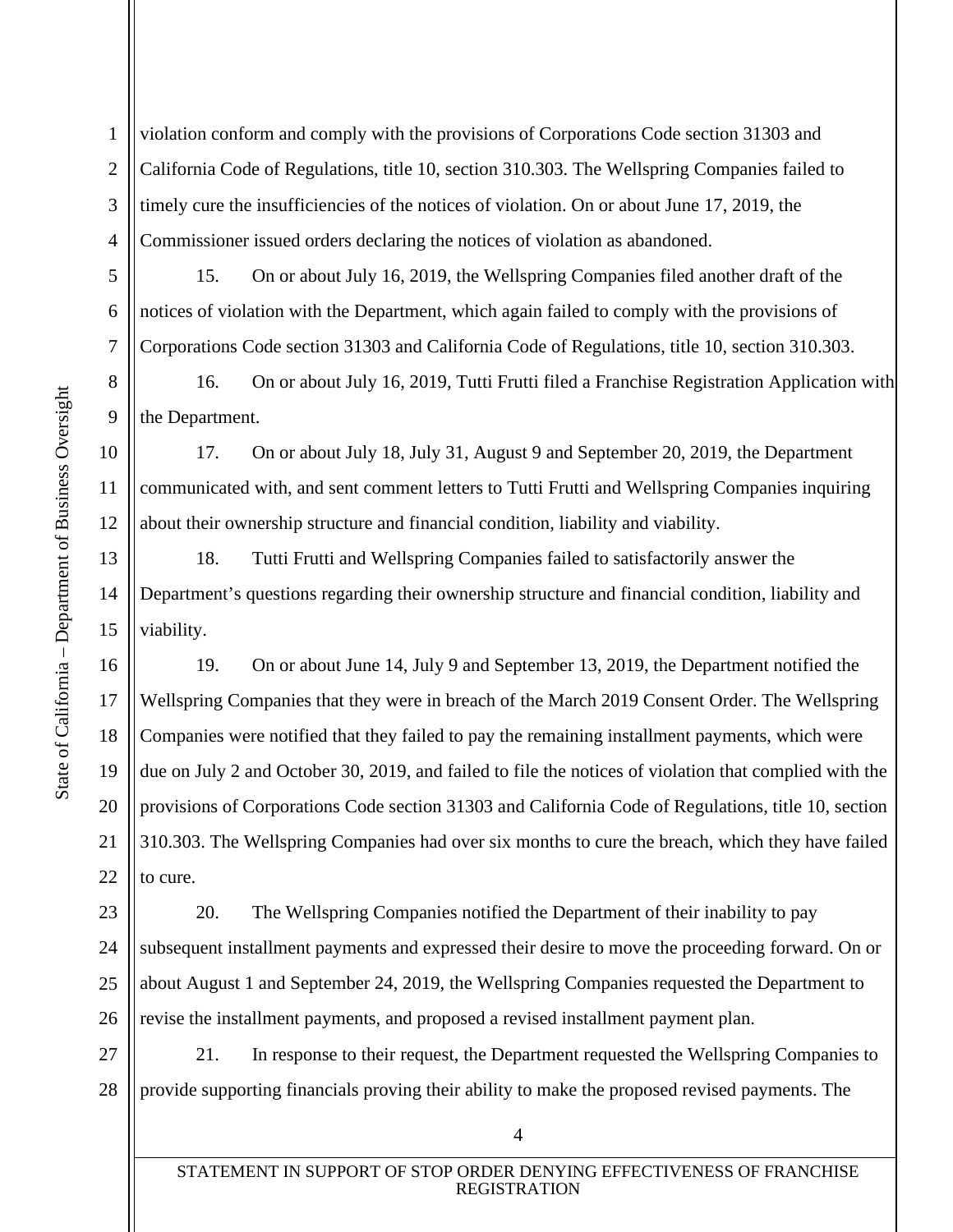violation conform and comply with the provisions of Corporations Code section 31303 and California Code of Regulations, title 10, section 310.303. The Wellspring Companies failed to timely cure the insufficiencies of the notices of violation. On or about June 17, 2019, the Commissioner issued orders declaring the notices of violation as abandoned.

15. On or about July 16, 2019, the Wellspring Companies filed another draft of the notices of violation with the Department, which again failed to comply with the provisions of Corporations Code section 31303 and California Code of Regulations, title 10, section 310.303.

16. On or about July 16, 2019, Tutti Frutti filed a Franchise Registration Application with the Department.

17. On or about July 18, July 31, August 9 and September 20, 2019, the Department communicated with, and sent comment letters to Tutti Frutti and Wellspring Companies inquiring about their ownership structure and financial condition, liability and viability.

18. Tutti Frutti and Wellspring Companies failed to satisfactorily answer the Department's questions regarding their ownership structure and financial condition, liability and viability.

19. On or about June 14, July 9 and September 13, 2019, the Department notified the Wellspring Companies that they were in breach of the March 2019 Consent Order. The Wellspring Companies were notified that they failed to pay the remaining installment payments, which were due on July 2 and October 30, 2019, and failed to file the notices of violation that complied with the provisions of Corporations Code section 31303 and California Code of Regulations, title 10, section 310.303. The Wellspring Companies had over six months to cure the breach, which they have failed to cure.

20. The Wellspring Companies notified the Department of their inability to pay subsequent installment payments and expressed their desire to move the proceeding forward. On or about August 1 and September 24, 2019, the Wellspring Companies requested the Department to revise the installment payments, and proposed a revised installment payment plan.

21. In response to their request, the Department requested the Wellspring Companies to provide supporting financials proving their ability to make the proposed revised payments. The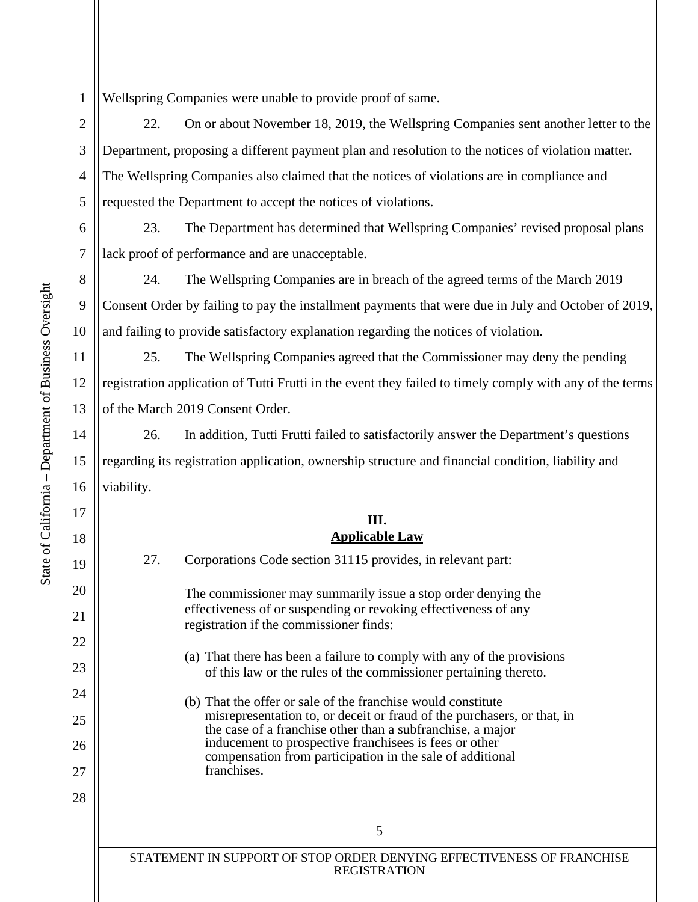Wellspring Companies were unable to provide proof of same.

22. On or about November 18, 2019, the Wellspring Companies sent another letter to the Department, proposing a different payment plan and resolution to the notices of violation matter. The Wellspring Companies also claimed that the notices of violations are in compliance and requested the Department to accept the notices of violations.

23. The Department has determined that Wellspring Companies' revised proposal plans lack proof of performance and are unacceptable.

24. The Wellspring Companies are in breach of the agreed terms of the March 2019 Consent Order by failing to pay the installment payments that were due in July and October of 2019, and failing to provide satisfactory explanation regarding the notices of violation.

25. The Wellspring Companies agreed that the Commissioner may deny the pending registration application of Tutti Frutti in the event they failed to timely comply with any of the terms of the March 2019 Consent Order.

26. In addition, Tutti Frutti failed to satisfactorily answer the Department's questions regarding its registration application, ownership structure and financial condition, liability and viability.

## III.
## Applicable Law

27. Corporations Code section 31115 provides, in relevant part:

> The commissioner may summarily issue a stop order denying the effectiveness of or suspending or revoking effectiveness of any registration if the commissioner finds:
>
> (a) That there has been a failure to comply with any of the provisions of this law or the rules of the commissioner pertaining thereto.
>
> (b) That the offer or sale of the franchise would constitute misrepresentation to, or deceit or fraud of the purchasers, or that, in the case of a franchise other than a subfranchise, a major inducement to prospective franchisees is fees or other compensation from participation in the sale of additional franchises.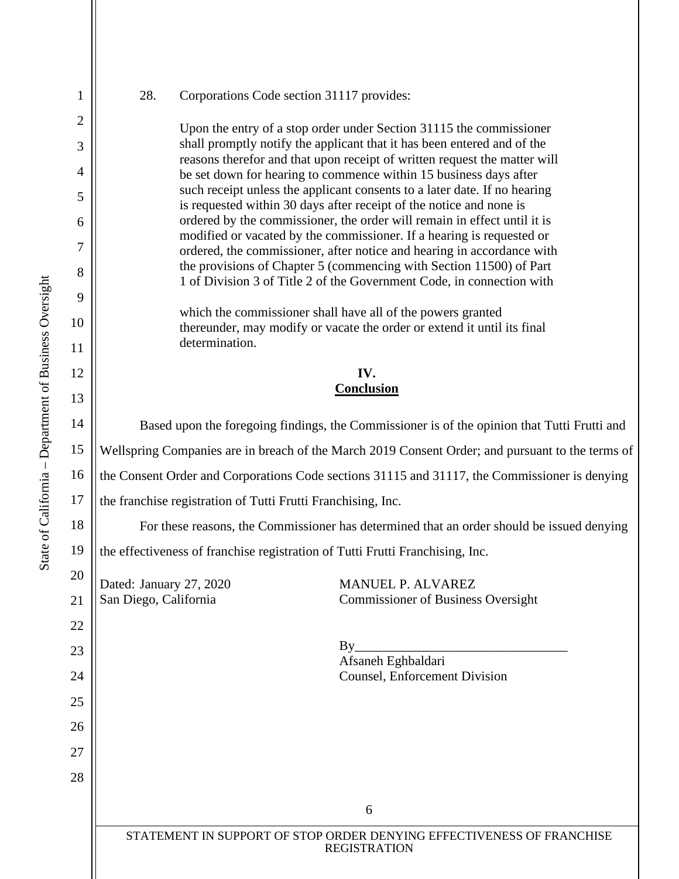28. Corporations Code section 31117 provides:

> Upon the entry of a stop order under Section 31115 the commissioner shall promptly notify the applicant that it has been entered and of the reasons therefor and that upon receipt of written request the matter will be set down for hearing to commence within 15 business days after such receipt unless the applicant consents to a later date. If no hearing is requested within 30 days after receipt of the notice and none is ordered by the commissioner, the order will remain in effect until it is modified or vacated by the commissioner. If a hearing is requested or ordered, the commissioner, after notice and hearing in accordance with the provisions of Chapter 5 (commencing with Section 11500) of Part 1 of Division 3 of Title 2 of the Government Code, in connection with
>
> which the commissioner shall have all of the powers granted thereunder, may modify or vacate the order or extend it until its final determination.

## IV.
## Conclusion

Based upon the foregoing findings, the Commissioner is of the opinion that Tutti Frutti and Wellspring Companies are in breach of the March 2019 Consent Order; and pursuant to the terms of the Consent Order and Corporations Code sections 31115 and 31117, the Commissioner is denying the franchise registration of Tutti Frutti Franchising, Inc.

For these reasons, the Commissioner has determined that an order should be issued denying the effectiveness of franchise registration of Tutti Frutti Franchising, Inc.

Dated: January 27, 2020
San Diego, California

MANUEL P. ALVAREZ
Commissioner of Business Oversight

By________________________________
Afsaneh Eghbaldari
Counsel, Enforcement Division